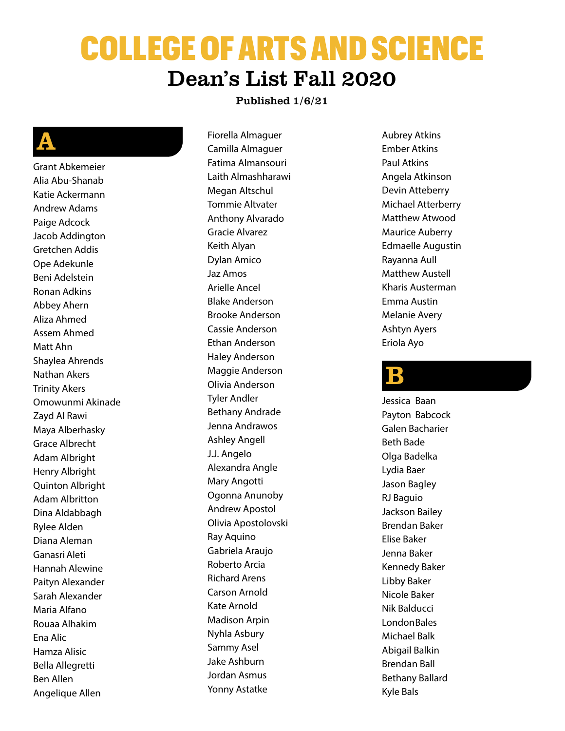# COLLEGE OF ARTS AND SCIENCE

## Dean's List Fall 2020

**Published 1/6/21**

## A

Grant Abkemeier
Alia Abu-Shanab
Katie Ackermann
Andrew Adams
Paige Adcock
Jacob Addington
Gretchen Addis
Ope Adekunle
Beni Adelstein
Ronan Adkins
Abbey Ahern
Aliza Ahmed
Assem Ahmed
Matt Ahn
Shaylea Ahrends
Nathan Akers
Trinity Akers
Omowunmi Akinade
Zayd Al Rawi
Maya Alberhasky
Grace Albrecht
Adam Albright
Henry Albright
Quinton Albright
Adam Albritton
Dina Aldabbagh
Rylee Alden
Diana Aleman
Ganasri Aleti
Hannah Alewine
Paityn Alexander
Sarah Alexander
Maria Alfano
Rouaa Alhakim
Ena Alic
Hamza Alisic
Bella Allegretti
Ben Allen
Angelique Allen
Fiorella Almaguer
Camilla Almaguer
Fatima Almansouri
Laith Almashharawi
Megan Altschul
Tommie Altvater
Anthony Alvarado
Gracie Alvarez
Keith Alyan
Dylan Amico
Jaz Amos
Arielle Ancel
Blake Anderson
Brooke Anderson
Cassie Anderson
Ethan Anderson
Haley Anderson
Maggie Anderson
Olivia Anderson
Tyler Andler
Bethany Andrade
Jenna Andrawos
Ashley Angell
J.J. Angelo
Alexandra Angle
Mary Angotti
Ogonna Anunoby
Andrew Apostol
Olivia Apostolovski
Ray Aquino
Gabriela Araujo
Roberto Arcia
Richard Arens
Carson Arnold
Kate Arnold
Madison Arpin
Nyhla Asbury
Sammy Asel
Jake Ashburn
Jordan Asmus
Yonny Astatke
Aubrey Atkins
Ember Atkins
Paul Atkins
Angela Atkinson
Devin Atteberry
Michael Atterberry
Matthew Atwood
Maurice Auberry
Edmaelle Augustin
Rayanna Aull
Matthew Austell
Kharis Austerman
Emma Austin
Melanie Avery
Ashtyn Ayers
Eriola Ayo

## B

Jessica Baan
Payton Babcock
Galen Bacharier
Beth Bade
Olga Badelka
Lydia Baer
Jason Bagley
RJ Baguio
Jackson Bailey
Brendan Baker
Elise Baker
Jenna Baker
Kennedy Baker
Libby Baker
Nicole Baker
Nik Balducci
LondonBales
Michael Balk
Abigail Balkin
Brendan Ball
Bethany Ballard
Kyle Bals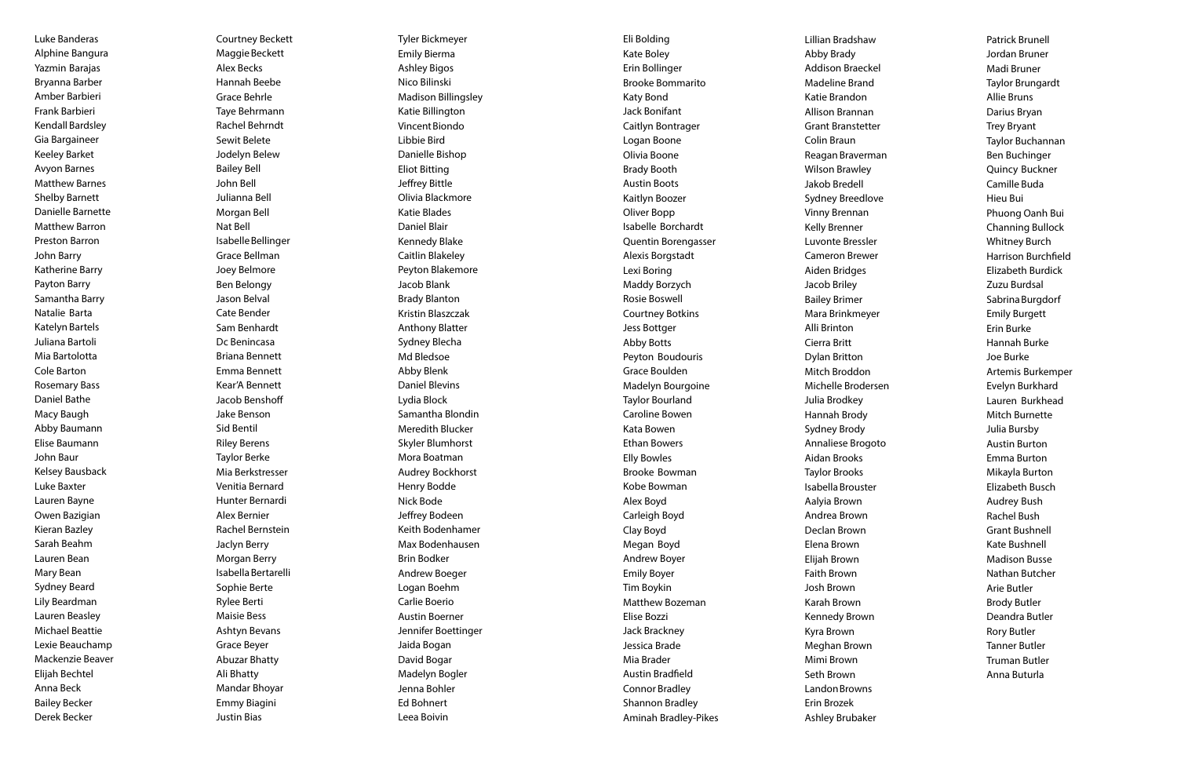Luke Banderas
Alphine Bangura
Yazmin Barajas
Bryanna Barber
Amber Barbieri
Frank Barbieri
Kendall Bardsley
Gia Bargaineer
Keeley Barket
Avyon Barnes
Matthew Barnes
Shelby Barnett
Danielle Barnette
Matthew Barron
Preston Barron
John Barry
Katherine Barry
Payton Barry
Samantha Barry
Natalie Barta
Katelyn Bartels
Juliana Bartoli
Mia Bartolotta
Cole Barton
Rosemary Bass
Daniel Bathe
Macy Baugh
Abby Baumann
Elise Baumann
John Baur
Kelsey Bausback
Luke Baxter
Lauren Bayne
Owen Bazigian
Kieran Bazley
Sarah Beahm
Lauren Bean
Mary Bean
Sydney Beard
Lily Beardman
Lauren Beasley
Michael Beattie
Lexie Beauchamp
Mackenzie Beaver
Elijah Bechtel
Anna Beck
Bailey Becker
Derek Becker

Courtney Beckett
Maggie Beckett
Alex Becks
Hannah Beebe
Grace Behrle
Taye Behrmann
Rachel Behrndt
Sewit Belete
Jodelyn Belew
Bailey Bell
John Bell
Julianna Bell
Morgan Bell
Nat Bell
Isabelle Bellinger
Grace Bellman
Joey Belmore
Ben Belongy
Jason Belval
Cate Bender
Sam Benhardt
Dc Benincasa
Briana Bennett
Emma Bennett
Kear'A Bennett
Jacob Benshoff
Jake Benson
Sid Bentil
Riley Berens
Taylor Berke
Mia Berkstresser
Venitia Bernard
Hunter Bernardi
Alex Bernier
Rachel Bernstein
Jaclyn Berry
Morgan Berry
Isabella Bertarelli
Sophie Berte
Rylee Berti
Maisie Bess
Ashtyn Bevans
Grace Beyer
Abuzar Bhatty
Ali Bhatty
Mandar Bhoyar
Emmy Biagini
Justin Bias

Tyler Bickmeyer
Emily Bierma
Ashley Bigos
Nico Bilinski
Madison Billingsley
Katie Billington
Vincent Biondo
Libbie Bird
Danielle Bishop
Eliot Bitting
Jeffrey Bittle
Olivia Blackmore
Katie Blades
Daniel Blair
Kennedy Blake
Caitlin Blakeley
Peyton Blakemore
Jacob Blank
Brady Blanton
Kristin Blaszczak
Anthony Blatter
Sydney Blecha
Md Bledsoe
Abby Blenk
Daniel Blevins
Lydia Block
Samantha Blondin
Meredith Blucker
Skyler Blumhorst
Mora Boatman
Audrey Bockhorst
Henry Bodde
Nick Bode
Jeffrey Bodeen
Keith Bodenhamer
Max Bodenhausen
Brin Bodker
Andrew Boeger
Logan Boehm
Carlie Boerio
Austin Boerner
Jennifer Boettinger
Jaida Bogan
David Bogar
Madelyn Bogler
Jenna Bohler
Ed Bohnert
Leea Boivin

Eli Bolding
Kate Boley
Erin Bollinger
Brooke Bommarito
Katy Bond
Jack Bonifant
Caitlyn Bontrager
Logan Boone
Olivia Boone
Brady Booth
Austin Boots
Kaitlyn Boozer
Oliver Bopp
Isabelle Borchardt
Quentin Borengasser
Alexis Borgstadt
Lexi Boring
Maddy Borzych
Rosie Boswell
Courtney Botkins
Jess Bottger
Abby Botts
Peyton Boudouris
Grace Boulden
Madelyn Bourgoine
Taylor Bourland
Caroline Bowen
Kata Bowen
Ethan Bowers
Elly Bowles
Brooke Bowman
Kobe Bowman
Alex Boyd
Carleigh Boyd
Clay Boyd
Megan Boyd
Andrew Boyer
Emily Boyer
Tim Boykin
Matthew Bozeman
Elise Bozzi
Jack Brackney
Jessica Brade
Mia Brader
Austin Bradfield
Connor Bradley
Shannon Bradley
Aminah Bradley-Pikes

Lillian Bradshaw
Abby Brady
Addison Braeckel
Madeline Brand
Katie Brandon
Allison Brannan
Grant Branstetter
Colin Braun
Reagan Braverman
Wilson Brawley
Jakob Bredell
Sydney Breedlove
Vinny Brennan
Kelly Brenner
Luvonte Bressler
Cameron Brewer
Aiden Bridges
Jacob Briley
Bailey Brimer
Mara Brinkmeyer
Alli Brinton
Cierra Britt
Dylan Britton
Mitch Broddon
Michelle Brodersen
Julia Brodkey
Hannah Brody
Sydney Brody
Annaliese Brogoto
Aidan Brooks
Taylor Brooks
Isabella Brouster
Aalyia Brown
Andrea Brown
Declan Brown
Elena Brown
Elijah Brown
Faith Brown
Josh Brown
Karah Brown
Kennedy Brown
Kyra Brown
Meghan Brown
Mimi Brown
Seth Brown
Landon Browns
Erin Brozek
Ashley Brubaker

Patrick Brunell
Jordan Bruner
Madi Bruner
Taylor Brungardt
Allie Bruns
Darius Bryan
Trey Bryant
Taylor Buchannan
Ben Buchinger
Quincy Buckner
Camille Buda
Hieu Bui
Phuong Oanh Bui
Channing Bullock
Whitney Burch
Harrison Burchfield
Elizabeth Burdick
Zuzu Burdsal
Sabrina Burgdorf
Emily Burgett
Erin Burke
Hannah Burke
Joe Burke
Artemis Burkemper
Evelyn Burkhard
Lauren Burkhead
Mitch Burnette
Julia Bursby
Austin Burton
Emma Burton
Mikayla Burton
Elizabeth Busch
Audrey Bush
Rachel Bush
Grant Bushnell
Kate Bushnell
Madison Busse
Nathan Butcher
Arie Butler
Brody Butler
Deandra Butler
Rory Butler
Tanner Butler
Truman Butler
Anna Buturla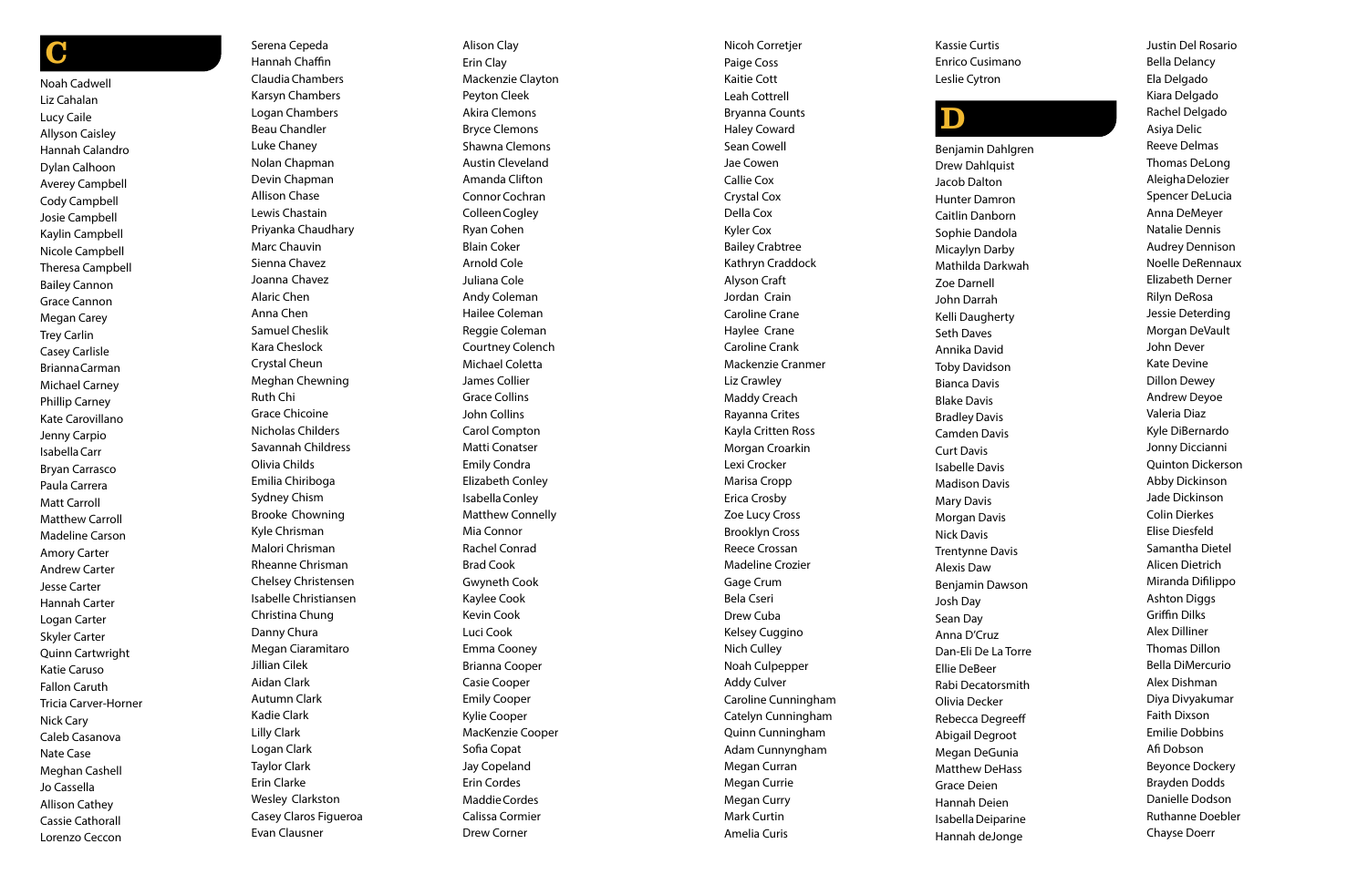# C

Noah Cadwell
Liz Cahalan
Lucy Caile
Allyson Caisley
Hannah Calandro
Dylan Calhoon
Averey Campbell
Cody Campbell
Josie Campbell
Kaylin Campbell
Nicole Campbell
Theresa Campbell
Bailey Cannon
Grace Cannon
Megan Carey
Trey Carlin
Casey Carlisle
Brianna Carman
Michael Carney
Phillip Carney
Kate Carovillano
Jenny Carpio
Isabella Carr
Bryan Carrasco
Paula Carrera
Matt Carroll
Matthew Carroll
Madeline Carson
Amory Carter
Andrew Carter
Jesse Carter
Hannah Carter
Logan Carter
Skyler Carter
Quinn Cartwright
Katie Caruso
Fallon Caruth
Tricia Carver-Horner
Nick Cary
Caleb Casanova
Nate Case
Meghan Cashell
Jo Cassella
Allison Cathey
Cassie Cathorall
Lorenzo Ceccon
Serena Cepeda
Hannah Chaffin
Claudia Chambers
Karsyn Chambers
Logan Chambers
Beau Chandler
Luke Chaney
Nolan Chapman
Devin Chapman
Allison Chase
Lewis Chastain
Priyanka Chaudhary
Marc Chauvin
Sienna Chavez
Joanna Chavez
Alaric Chen
Anna Chen
Samuel Cheslik
Kara Cheslock
Crystal Cheun
Meghan Chewning
Ruth Chi
Grace Chicoine
Nicholas Childers
Savannah Childress
Olivia Childs
Emilia Chiriboga
Sydney Chism
Brooke Chowning
Kyle Chrisman
Malori Chrisman
Rheanne Chrisman
Chelsey Christensen
Isabelle Christiansen
Christina Chung
Danny Chura
Megan Ciaramitaro
Jillian Cilek
Aidan Clark
Autumn Clark
Kadie Clark
Lilly Clark
Logan Clark
Taylor Clark
Erin Clarke
Wesley Clarkston
Casey Claros Figueroa
Evan Clausner
Alison Clay
Erin Clay
Mackenzie Clayton
Peyton Cleek
Akira Clemons
Bryce Clemons
Shawna Clemons
Austin Cleveland
Amanda Clifton
Connor Cochran
Colleen Cogley
Ryan Cohen
Blain Coker
Arnold Cole
Juliana Cole
Andy Coleman
Hailee Coleman
Reggie Coleman
Courtney Colench
Michael Coletta
James Collier
Grace Collins
John Collins
Carol Compton
Matti Conatser
Emily Condra
Elizabeth Conley
Isabella Conley
Matthew Connelly
Mia Connor
Rachel Conrad
Brad Cook
Gwyneth Cook
Kaylee Cook
Kevin Cook
Luci Cook
Emma Cooney
Brianna Cooper
Casie Cooper
Emily Cooper
Kylie Cooper
MacKenzie Cooper
Sofia Copat
Jay Copeland
Erin Cordes
Maddie Cordes
Calissa Cormier
Drew Corner
Nicoh Corretjer
Paige Coss
Kaitie Cott
Leah Cottrell
Bryanna Counts
Haley Coward
Sean Cowell
Jae Cowen
Callie Cox
Crystal Cox
Della Cox
Kyler Cox
Bailey Crabtree
Kathryn Craddock
Alyson Craft
Jordan Crain
Caroline Crane
Haylee Crane
Caroline Crank
Mackenzie Cranmer
Liz Crawley
Maddy Creach
Rayanna Crites
Kayla Critten Ross
Morgan Croarkin
Lexi Crocker
Marisa Cropp
Erica Crosby
Zoe Lucy Cross
Brooklyn Cross
Reece Crossan
Madeline Crozier
Gage Crum
Bela Cseri
Drew Cuba
Kelsey Cuggino
Nich Culley
Noah Culpepper
Addy Culver
Caroline Cunningham
Catelyn Cunningham
Quinn Cunningham
Adam Cunnyngham
Megan Curran
Megan Currie
Megan Curry
Mark Curtin
Amelia Curis
Kassie Curtis
Enrico Cusimano
Leslie Cytron

# D

Benjamin Dahlgren
Drew Dahlquist
Jacob Dalton
Hunter Damron
Caitlin Danborn
Sophie Dandola
Micaylyn Darby
Mathilda Darkwah
Zoe Darnell
John Darrah
Kelli Daugherty
Seth Daves
Annika David
Toby Davidson
Bianca Davis
Blake Davis
Bradley Davis
Camden Davis
Curt Davis
Isabelle Davis
Madison Davis
Mary Davis
Morgan Davis
Nick Davis
Trentynne Davis
Alexis Daw
Benjamin Dawson
Josh Day
Sean Day
Anna D'Cruz
Dan-Eli De La Torre
Ellie DeBeer
Rabi Decatorsmith
Olivia Decker
Rebecca Degreeff
Abigail Degroot
Megan DeGunia
Matthew DeHass
Grace Deien
Hannah Deien
Isabella Deiparine
Hannah deJonge
Justin Del Rosario
Bella Delancy
Ela Delgado
Kiara Delgado
Rachel Delgado
Asiya Delic
Reeve Delmas
Thomas DeLong
Aleigha Delozier
Spencer DeLucia
Anna DeMeyer
Natalie Dennis
Audrey Dennison
Noelle DeRennaux
Elizabeth Derner
Rilyn DeRosa
Jessie Deterding
Morgan DeVault
John Dever
Kate Devine
Dillon Dewey
Andrew Deyoe
Valeria Diaz
Kyle DiBernardo
Jonny Diccianni
Quinton Dickerson
Abby Dickinson
Jade Dickinson
Colin Dierkes
Elise Diesfeld
Samantha Dietel
Alicen Dietrich
Miranda Difilippo
Ashton Diggs
Griffin Dilks
Alex Dilliner
Thomas Dillon
Bella DiMercurio
Alex Dishman
Diya Divyakumar
Faith Dixson
Emilie Dobbins
Afi Dobson
Beyonce Dockery
Brayden Dodds
Danielle Dodson
Ruthanne Doebler
Chayse Doerr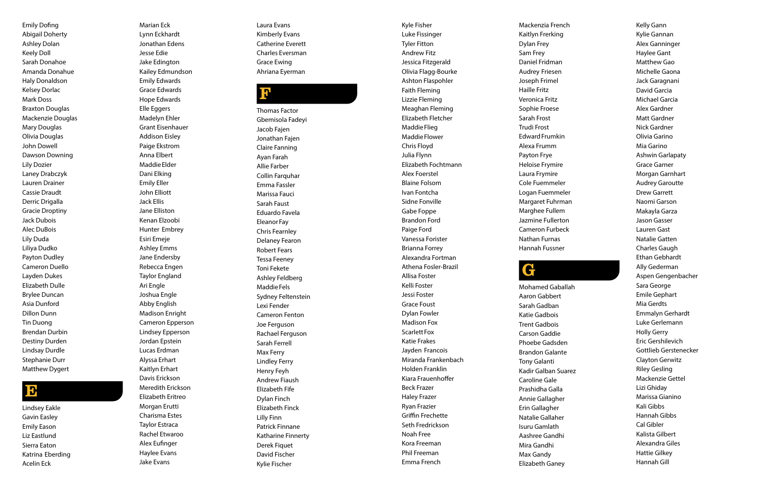Emily Dofing
Abigail Doherty
Ashley Dolan
Keely Doll
Sarah Donahoe
Amanda Donahue
Haly Donaldson
Kelsey Dorlac
Mark Doss
Braxton Douglas
Mackenzie Douglas
Mary Douglas
Olivia Douglas
John Dowell
Dawson Downing
Lily Dozier
Laney Drabczyk
Lauren Drainer
Cassie Draudt
Derric Drigalla
Gracie Droptiny
Jack Dubois
Alec DuBois
Lily Duda
Liliya Dudko
Payton Dudley
Cameron Duello
Layden Dukes
Elizabeth Dulle
Brylee Duncan
Asia Dunford
Dillon Dunn
Tin Duong
Brendan Durbin
Destiny Durden
Lindsay Durdle
Stephanie Durr
Matthew Dygert

# E

Lindsey Eakle
Gavin Easley
Emily Eason
Liz Eastlund
Sierra Eaton
Katrina Eberding
Acelin Eck
Marian Eck
Lynn Eckhardt
Jonathan Edens
Jesse Edie
Jake Edington
Kailey Edmundson
Emily Edwards
Grace Edwards
Hope Edwards
Elle Eggers
Madelyn Ehler
Grant Eisenhauer
Addison Eisley
Paige Ekstrom
Anna Elbert
Maddie Elder
Dani Elking
Emily Eller
John Elliott
Jack Ellis
Jane Elliston
Kenan Elzoobi
Hunter Embrey
Esiri Emeje
Ashley Emms
Jane Endersby
Rebecca Engen
Taylor England
Ari Engle
Joshua Engle
Abby English
Madison Enright
Cameron Epperson
Lindsey Epperson
Jordan Epstein
Lucas Erdman
Alyssa Erhart
Kaitlyn Erhart
Davis Erickson
Meredith Erickson
Elizabeth Eritreo
Morgan Erutti
Charisma Estes
Taylor Estraca
Rachel Etwaroo
Alex Eufinger
Haylee Evans
Jake Evans
Laura Evans
Kimberly Evans
Catherine Everett
Charles Eversman
Grace Ewing
Ahriana Eyerman

# F

Thomas Factor
Gbemisola Fadeyi
Jacob Fajen
Jonathan Fajen
Claire Fanning
Ayan Farah
Allie Farber
Collin Farquhar
Emma Fassler
Marissa Fauci
Sarah Faust
Eduardo Favela
Eleanor Fay
Chris Fearnley
Delaney Fearon
Robert Fears
Tessa Feeney
Toni Fekete
Ashley Feldberg
Maddie Fels
Sydney Feltenstein
Lexi Fender
Cameron Fenton
Joe Ferguson
Rachael Ferguson
Sarah Ferrell
Max Ferry
Lindley Ferry
Henry Feyh
Andrew Fiaush
Elizabeth Fife
Dylan Finch
Elizabeth Finck
Lilly Finn
Patrick Finnane
Katharine Finnerty
Derek Fiquet
David Fischer
Kylie Fischer
Kyle Fisher
Luke Fissinger
Tyler Fitton
Andrew Fitz
Jessica Fitzgerald
Olivia Flagg-Bourke
Ashton Flaspohler
Faith Fleming
Lizzie Fleming
Meaghan Fleming
Elizabeth Fletcher
Maddie Flieg
Maddie Flower
Chris Floyd
Julia Flynn
Elizabeth Fochtmann
Alex Foerstel
Blaine Folsom
Ivan Fontcha
Sidne Fonville
Gabe Foppe
Brandon Ford
Paige Ford
Vanessa Forister
Brianna Forrey
Alexandra Fortman
Athena Fosler-Brazil
Allisa Foster
Kelli Foster
Jessi Foster
Grace Foust
Dylan Fowler
Madison Fox
Scarlett Fox
Katie Frakes
Jayden Francois
Miranda Frankenbach
Holden Franklin
Kiara Frauenhoffer
Beck Frazer
Haley Frazer
Ryan Frazier
Griffin Frechette
Seth Fredrickson
Noah Free
Kora Freeman
Phil Freeman
Emma French
Mackenzia French
Kaitlyn Frerking
Dylan Frey
Sam Frey
Daniel Fridman
Audrey Friesen
Joseph Frimel
Haille Fritz
Veronica Fritz
Sophie Froese
Sarah Frost
Trudi Frost
Edward Frumkin
Alexa Frumm
Payton Frye
Heloise Frymire
Laura Frymire
Cole Fuemmeler
Logan Fuemmeler
Margaret Fuhrman
Marghee Fullem
Jazmine Fullerton
Cameron Furbeck
Nathan Furnas
Hannah Fussner

# G

Mohamed Gaballah
Aaron Gabbert
Sarah Gadban
Katie Gadbois
Trent Gadbois
Carson Gaddie
Phoebe Gadsden
Brandon Galante
Tony Galanti
Kadir Galban Suarez
Caroline Gale
Prashidha Galla
Annie Gallagher
Erin Gallagher
Natalie Gallaher
Isuru Gamlath
Aashree Gandhi
Mira Gandhi
Max Gandy
Elizabeth Ganey
Kelly Gann
Kylie Gannan
Alex Ganninger
Haylee Gant
Matthew Gao
Michelle Gaona
Jack Garagnani
David Garcia
Michael Garcia
Alex Gardner
Matt Gardner
Nick Gardner
Olivia Garino
Mia Garino
Ashwin Garlapaty
Grace Garner
Morgan Garnhart
Audrey Garoutte
Drew Garrett
Naomi Garson
Makayla Garza
Jason Gasser
Lauren Gast
Natalie Gatten
Charles Gaugh
Ethan Gebhardt
Ally Gederman
Aspen Gengenbacher
Sara George
Emile Gephart
Mia Gerdts
Emmalyn Gerhardt
Luke Gerlemann
Holly Gerry
Eric Gershilevich
Gottlieb Gerstenecker
Clayton Gerwitz
Riley Gesling
Mackenzie Gettel
Lizi Ghiday
Marissa Gianino
Kali Gibbs
Hannah Gibbs
Cal Gibler
Kalista Gilbert
Alexandra Giles
Hattie Gilkey
Hannah Gill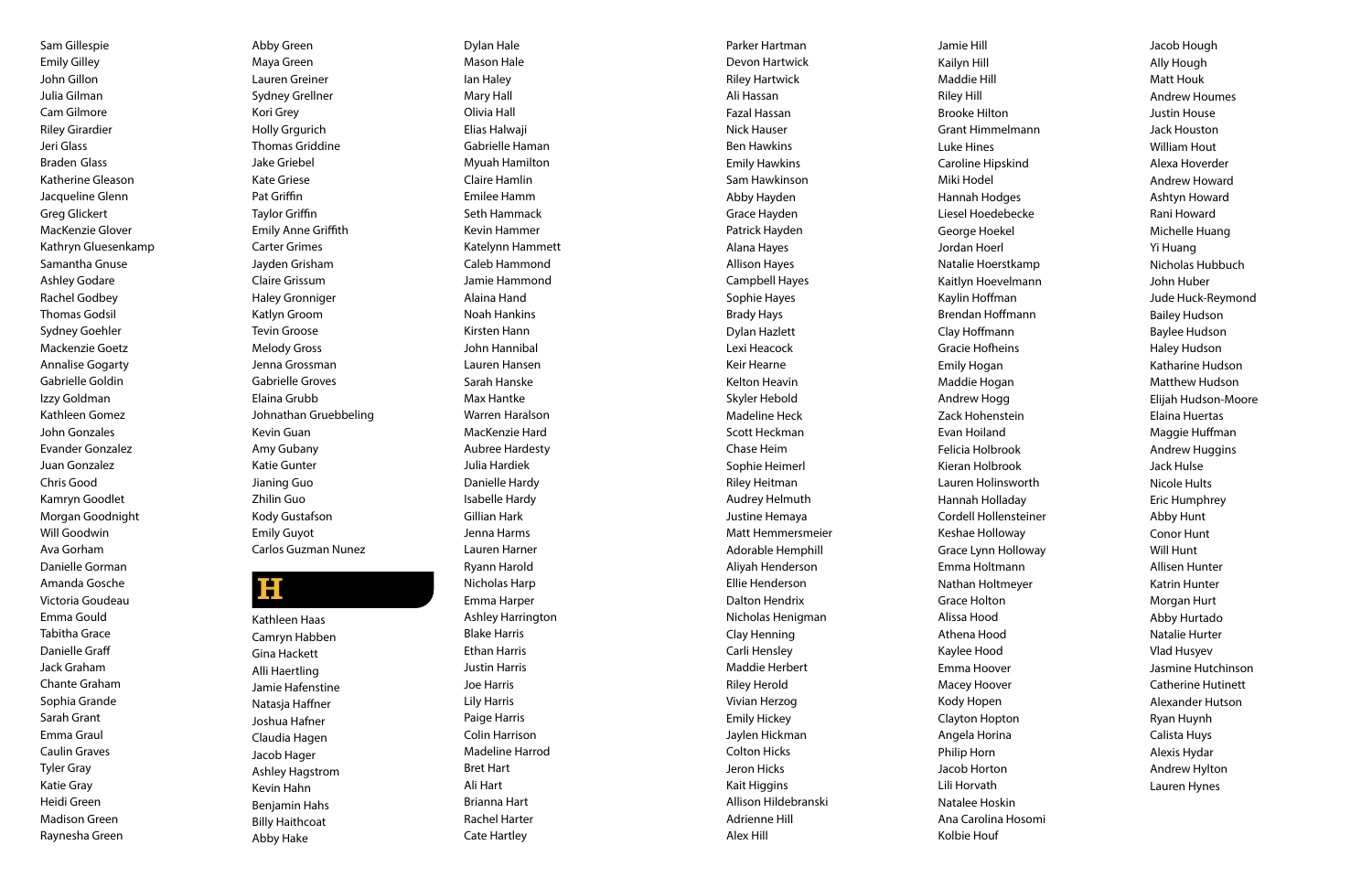Sam Gillespie
Emily Gilley
John Gillon
Julia Gilman
Cam Gilmore
Riley Girardier
Jeri Glass
Braden Glass
Katherine Gleason
Jacqueline Glenn
Greg Glickert
MacKenzie Glover
Kathryn Gluesenkamp
Samantha Gnuse
Ashley Godare
Rachel Godbey
Thomas Godsil
Sydney Goehler
Mackenzie Goetz
Annalise Gogarty
Gabrielle Goldin
Izzy Goldman
Kathleen Gomez
John Gonzales
Evander Gonzalez
Juan Gonzalez
Chris Good
Kamryn Goodlet
Morgan Goodnight
Will Goodwin
Ava Gorham
Danielle Gorman
Amanda Gosche
Victoria Goudeau
Emma Gould
Tabitha Grace
Danielle Graff
Jack Graham
Chante Graham
Sophia Grande
Sarah Grant
Emma Graul
Caulin Graves
Tyler Gray
Katie Gray
Heidi Green
Madison Green
Raynesha Green
Abby Green
Maya Green
Lauren Greiner
Sydney Grellner
Kori Grey
Holly Grgurich
Thomas Griddine
Jake Griebel
Kate Griese
Pat Griffin
Taylor Griffin
Emily Anne Griffith
Carter Grimes
Jayden Grisham
Claire Grissum
Haley Gronniger
Katlyn Groom
Tevin Groose
Melody Gross
Jenna Grossman
Gabrielle Groves
Elaina Grubb
Johnathan Gruebbeling
Kevin Guan
Amy Gubany
Katie Gunter
Jianing Guo
Zhilin Guo
Kody Gustafson
Emily Guyot
Carlos Guzman Nunez

# H

Kathleen Haas
Camryn Habben
Gina Hackett
Alli Haertling
Jamie Hafenstine
Natasja Haffner
Joshua Hafner
Claudia Hagen
Jacob Hager
Ashley Hagstrom
Kevin Hahn
Benjamin Hahs
Billy Haithcoat
Abby Hake
Dylan Hale
Mason Hale
Ian Haley
Mary Hall
Olivia Hall
Elias Halwaji
Gabrielle Haman
Myuah Hamilton
Claire Hamlin
Emilee Hamm
Seth Hammack
Kevin Hammer
Katelynn Hammett
Caleb Hammond
Jamie Hammond
Alaina Hand
Noah Hankins
Kirsten Hann
John Hannibal
Lauren Hansen
Sarah Hanske
Max Hantke
Warren Haralson
MacKenzie Hard
Aubree Hardesty
Julia Hardiek
Danielle Hardy
Isabelle Hardy
Gillian Hark
Jenna Harms
Lauren Harner
Ryann Harold
Nicholas Harp
Emma Harper
Ashley Harrington
Blake Harris
Ethan Harris
Justin Harris
Joe Harris
Lily Harris
Paige Harris
Colin Harrison
Madeline Harrod
Bret Hart
Ali Hart
Brianna Hart
Rachel Harter
Cate Hartley
Parker Hartman
Devon Hartwick
Riley Hartwick
Ali Hassan
Fazal Hassan
Nick Hauser
Ben Hawkins
Emily Hawkins
Sam Hawkinson
Abby Hayden
Grace Hayden
Patrick Hayden
Alana Hayes
Allison Hayes
Campbell Hayes
Sophie Hayes
Brady Hays
Dylan Hazlett
Lexi Heacock
Keir Hearne
Kelton Heavin
Skyler Hebold
Madeline Heck
Scott Heckman
Chase Heim
Sophie Heimerl
Riley Heitman
Audrey Helmuth
Justine Hemaya
Matt Hemmersmeier
Adorable Hemphill
Aliyah Henderson
Ellie Henderson
Dalton Hendrix
Nicholas Henigman
Clay Henning
Carli Hensley
Maddie Herbert
Riley Herold
Vivian Herzog
Emily Hickey
Jaylen Hickman
Colton Hicks
Jeron Hicks
Kait Higgins
Allison Hildebranski
Adrienne Hill
Alex Hill
Jamie Hill
Kailyn Hill
Maddie Hill
Riley Hill
Brooke Hilton
Grant Himmelmann
Luke Hines
Caroline Hipskind
Miki Hodel
Hannah Hodges
Liesel Hoedebecke
George Hoekel
Jordan Hoerl
Natalie Hoerstkamp
Kaitlyn Hoevelmann
Kaylin Hoffman
Brendan Hoffmann
Clay Hoffmann
Gracie Hofheins
Emily Hogan
Maddie Hogan
Andrew Hogg
Zack Hohenstein
Evan Hoiland
Felicia Holbrook
Kieran Holbrook
Lauren Holinsworth
Hannah Holladay
Cordell Hollensteiner
Keshae Holloway
Grace Lynn Holloway
Emma Holtmann
Nathan Holtmeyer
Grace Holton
Alissa Hood
Athena Hood
Kaylee Hood
Emma Hoover
Macey Hoover
Kody Hopen
Clayton Hopton
Angela Horina
Philip Horn
Jacob Horton
Lili Horvath
Natalee Hoskin
Ana Carolina Hosomi
Kolbie Houf
Jacob Hough
Ally Hough
Matt Houk
Andrew Houmes
Justin House
Jack Houston
William Hout
Alexa Hoverder
Andrew Howard
Ashtyn Howard
Rani Howard
Michelle Huang
Yi Huang
Nicholas Hubbuch
John Huber
Jude Huck-Reymond
Bailey Hudson
Baylee Hudson
Haley Hudson
Katharine Hudson
Matthew Hudson
Elijah Hudson-Moore
Elaina Huertas
Maggie Huffman
Andrew Huggins
Jack Hulse
Nicole Hults
Eric Humphrey
Abby Hunt
Conor Hunt
Will Hunt
Allisen Hunter
Katrin Hunter
Morgan Hurt
Abby Hurtado
Natalie Hurter
Vlad Husyev
Jasmine Hutchinson
Catherine Hutinett
Alexander Hutson
Ryan Huynh
Calista Huys
Alexis Hydar
Andrew Hylton
Lauren Hynes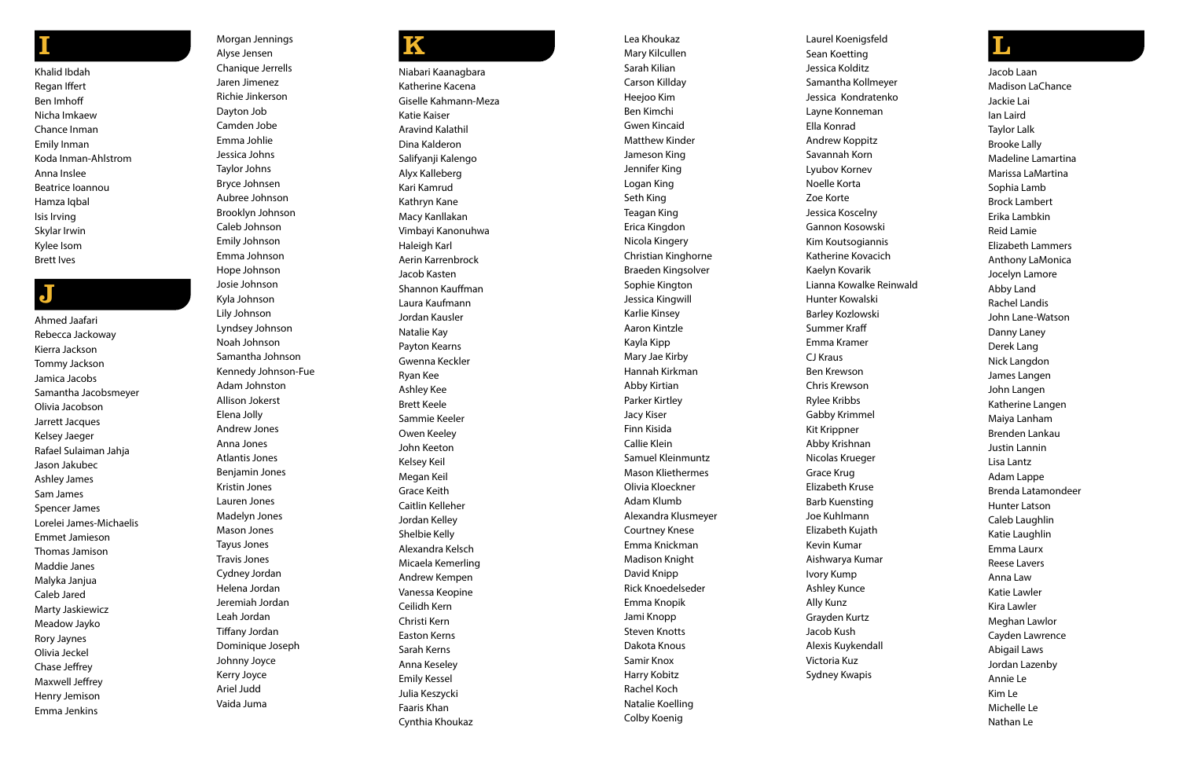# I

Khalid Ibdah
Regan Iffert
Ben Imhoff
Nicha Imkaew
Chance Inman
Emily Inman
Koda Inman-Ahlstrom
Anna Inslee
Beatrice Ioannou
Hamza Iqbal
Isis Irving
Skylar Irwin
Kylee Isom
Brett Ives

# J

Ahmed Jaafari
Rebecca Jackoway
Kierra Jackson
Tommy Jackson
Jamica Jacobs
Samantha Jacobsmeyer
Olivia Jacobson
Jarrett Jacques
Kelsey Jaeger
Rafael Sulaiman Jahja
Jason Jakubec
Ashley James
Sam James
Spencer James
Lorelei James-Michaelis
Emmet Jamieson
Thomas Jamison
Maddie Janes
Malyka Janjua
Caleb Jared
Marty Jaskiewicz
Meadow Jayko
Rory Jaynes
Olivia Jeckel
Chase Jeffrey
Maxwell Jeffrey
Henry Jemison
Emma Jenkins
Morgan Jennings
Alyse Jensen
Chanique Jerrells
Jaren Jimenez
Richie Jinkerson
Dayton Job
Camden Jobe
Emma Johlie
Jessica Johns
Taylor Johns
Bryce Johnsen
Aubree Johnson
Brooklyn Johnson
Caleb Johnson
Emily Johnson
Emma Johnson
Hope Johnson
Josie Johnson
Kyla Johnson
Lily Johnson
Lyndsey Johnson
Noah Johnson
Samantha Johnson
Kennedy Johnson-Fue
Adam Johnston
Allison Jokerst
Elena Jolly
Andrew Jones
Anna Jones
Atlantis Jones
Benjamin Jones
Kristin Jones
Lauren Jones
Madelyn Jones
Mason Jones
Tayus Jones
Travis Jones
Cydney Jordan
Helena Jordan
Jeremiah Jordan
Leah Jordan
Tiffany Jordan
Dominique Joseph
Johnny Joyce
Kerry Joyce
Ariel Judd
Vaida Juma

# K

Niabari Kaanagbara
Katherine Kacena
Giselle Kahmann-Meza
Katie Kaiser
Aravind Kalathil
Dina Kalderon
Salifyanji Kalengo
Alyx Kalleberg
Kari Kamrud
Kathryn Kane
Macy Kanllakan
Vimbayi Kanonuhwa
Haleigh Karl
Aerin Karrenbrock
Jacob Kasten
Shannon Kauffman
Laura Kaufmann
Jordan Kausler
Natalie Kay
Payton Kearns
Gwenna Keckler
Ryan Kee
Ashley Kee
Brett Keele
Sammie Keeler
Owen Keeley
John Keeton
Kelsey Keil
Megan Keil
Grace Keith
Caitlin Kelleher
Jordan Kelley
Shelbie Kelly
Alexandra Kelsch
Micaela Kemerling
Andrew Kempen
Vanessa Keopine
Ceilidh Kern
Christi Kern
Easton Kerns
Sarah Kerns
Anna Keseley
Emily Kessel
Julia Keszycki
Faaris Khan
Cynthia Khoukaz
Lea Khoukaz
Mary Kilcullen
Sarah Kilian
Carson Killday
Heejoo Kim
Ben Kimchi
Gwen Kincaid
Matthew Kinder
Jameson King
Jennifer King
Logan King
Seth King
Teagan King
Erica Kingdon
Nicola Kingery
Christian Kinghorne
Braeden Kingsolver
Sophie Kington
Jessica Kingwill
Karlie Kinsey
Aaron Kintzle
Kayla Kipp
Mary Jae Kirby
Hannah Kirkman
Abby Kirtian
Parker Kirtley
Jacy Kiser
Finn Kisida
Callie Klein
Samuel Kleinmuntz
Mason Kliethermes
Olivia Kloeckner
Adam Klumb
Alexandra Klusmeyer
Courtney Knese
Emma Knickman
Madison Knight
David Knipp
Rick Knoedelseder
Emma Knopik
Jami Knopp
Steven Knotts
Dakota Knous
Samir Knox
Harry Kobitz
Rachel Koch
Natalie Koelling
Colby Koenig
Laurel Koenigsfeld
Sean Koetting
Jessica Kolditz
Samantha Kollmeyer
Jessica Kondratenko
Layne Konneman
Ella Konrad
Andrew Koppitz
Savannah Korn
Lyubov Kornev
Noelle Korta
Zoe Korte
Jessica Koscelny
Gannon Kosowski
Kim Koutsogiannis
Katherine Kovacich
Kaelyn Kovarik
Lianna Kowalke Reinwald
Hunter Kowalski
Barley Kozlowski
Summer Kraff
Emma Kramer
CJ Kraus
Ben Krewson
Chris Krewson
Rylee Kribbs
Gabby Krimmel
Kit Krippner
Abby Krishnan
Nicolas Krueger
Grace Krug
Elizabeth Kruse
Barb Kuensting
Joe Kuhlmann
Elizabeth Kujath
Kevin Kumar
Aishwarya Kumar
Ivory Kump
Ashley Kunce
Ally Kunz
Grayden Kurtz
Jacob Kush
Alexis Kuykendall
Victoria Kuz
Sydney Kwapis

# L

Jacob Laan
Madison LaChance
Jackie Lai
Ian Laird
Taylor Lalk
Brooke Lally
Madeline Lamartina
Marissa LaMartina
Sophia Lamb
Brock Lambert
Erika Lambkin
Reid Lamie
Elizabeth Lammers
Anthony LaMonica
Jocelyn Lamore
Abby Land
Rachel Landis
John Lane-Watson
Danny Laney
Derek Lang
Nick Langdon
James Langen
John Langen
Katherine Langen
Maiya Lanham
Brenden Lankau
Justin Lannin
Lisa Lantz
Adam Lappe
Brenda Latamondeer
Hunter Latson
Caleb Laughlin
Katie Laughlin
Emma Laurx
Reese Lavers
Anna Law
Katie Lawler
Kira Lawler
Meghan Lawlor
Cayden Lawrence
Abigail Laws
Jordan Lazenby
Annie Le
Kim Le
Michelle Le
Nathan Le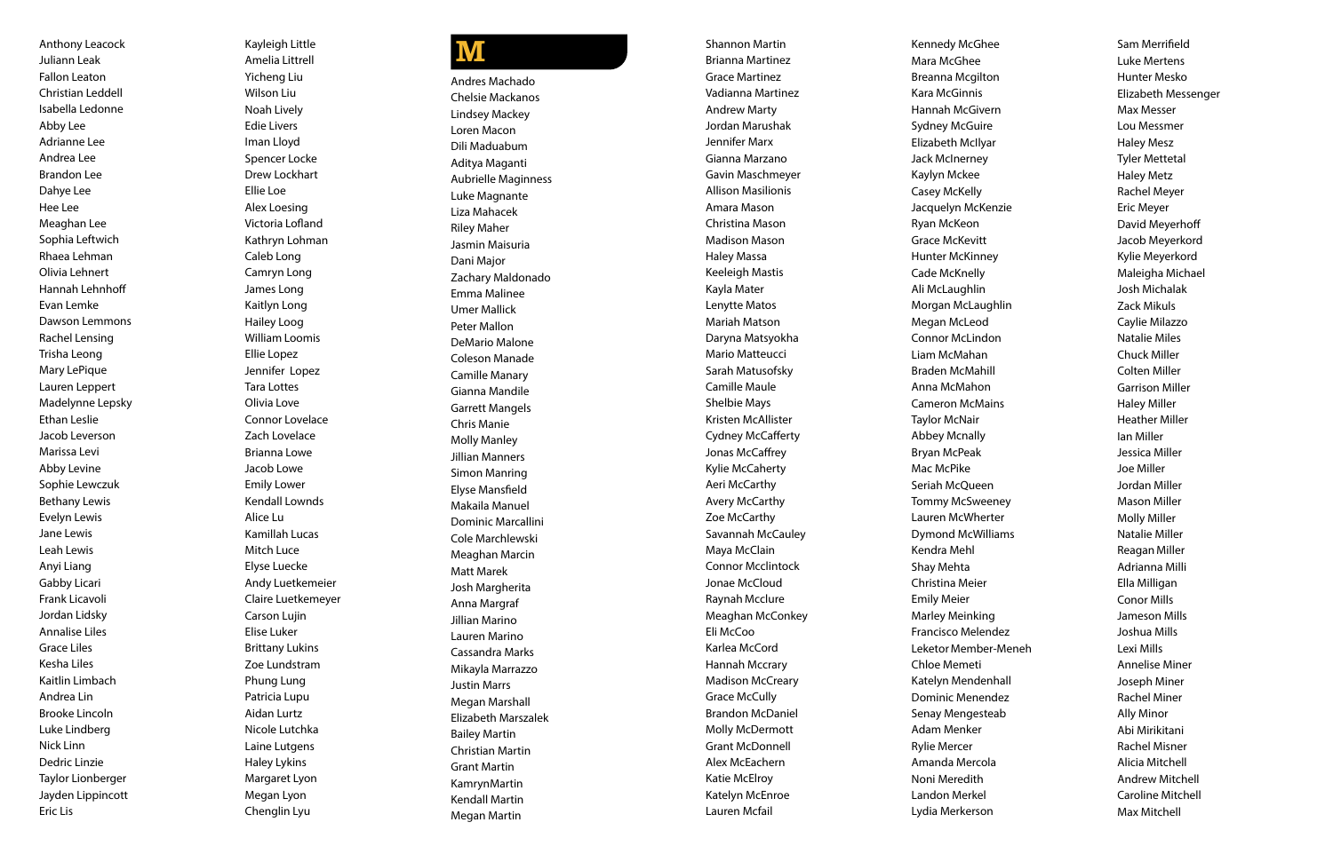Anthony Leacock
Juliann Leak
Fallon Leaton
Christian Leddell
Isabella Ledonne
Abby Lee
Adrianne Lee
Andrea Lee
Brandon Lee
Dahye Lee
Hee Lee
Meaghan Lee
Sophia Leftwich
Rhaea Lehman
Olivia Lehnert
Hannah Lehnhoff
Evan Lemke
Dawson Lemmons
Rachel Lensing
Trisha Leong
Mary LePique
Lauren Leppert
Madelynne Lepsky
Ethan Leslie
Jacob Leverson
Marissa Levi
Abby Levine
Sophie Lewczuk
Bethany Lewis
Evelyn Lewis
Jane Lewis
Leah Lewis
Anyi Liang
Gabby Licari
Frank Licavoli
Jordan Lidsky
Annalise Liles
Grace Liles
Kesha Liles
Kaitlin Limbach
Andrea Lin
Brooke Lincoln
Luke Lindberg
Nick Linn
Dedric Linzie
Taylor Lionberger
Jayden Lippincott
Eric Lis

Kayleigh Little
Amelia Littrell
Yicheng Liu
Wilson Liu
Noah Lively
Edie Livers
Iman Lloyd
Spencer Locke
Drew Lockhart
Ellie Loe
Alex Loesing
Victoria Lofland
Kathryn Lohman
Caleb Long
Camryn Long
James Long
Kaitlyn Long
Hailey Loog
William Loomis
Ellie Lopez
Jennifer Lopez
Tara Lottes
Olivia Love
Connor Lovelace
Zach Lovelace
Brianna Lowe
Jacob Lowe
Emily Lower
Kendall Lownds
Alice Lu
Kamillah Lucas
Mitch Luce
Elyse Luecke
Andy Luetkemeier
Claire Luetkemeyer
Carson Lujin
Elise Luker
Brittany Lukins
Zoe Lundstram
Phung Lung
Patricia Lupu
Aidan Lurtz
Nicole Lutchka
Laine Lutgens
Haley Lykins
Margaret Lyon
Megan Lyon
Chenglin Lyu

# M

Andres Machado
Chelsie Mackanos
Lindsey Mackey
Loren Macon
Dili Maduabum
Aditya Maganti
Aubrielle Maginness
Luke Magnante
Liza Mahacek
Riley Maher
Jasmin Maisuria
Dani Major
Zachary Maldonado
Emma Malinee
Umer Mallick
Peter Mallon
DeMario Malone
Coleson Manade
Camille Manary
Gianna Mandile
Garrett Mangels
Chris Manie
Molly Manley
Jillian Manners
Simon Manring
Elyse Mansfield
Makaila Manuel
Dominic Marcallini
Cole Marchlewski
Meaghan Marcin
Matt Marek
Josh Margherita
Anna Margraf
Jillian Marino
Lauren Marino
Cassandra Marks
Mikayla Marrazzo
Justin Marrs
Megan Marshall
Elizabeth Marszalek
Bailey Martin
Christian Martin
Grant Martin
KamrynMartin
Kendall Martin
Megan Martin

Shannon Martin
Brianna Martinez
Grace Martinez
Vadianna Martinez
Andrew Marty
Jordan Marushak
Jennifer Marx
Gianna Marzano
Gavin Maschmeyer
Allison Masilionis
Amara Mason
Christina Mason
Madison Mason
Haley Massa
Keeleigh Mastis
Kayla Mater
Lenytte Matos
Mariah Matson
Daryna Matsyokha
Mario Matteucci
Sarah Matusofsky
Camille Maule
Shelbie Mays
Kristen McAllister
Cydney McCafferty
Jonas McCaffrey
Kylie McCaherty
Aeri McCarthy
Avery McCarthy
Zoe McCarthy
Savannah McCauley
Maya McClain
Connor Mcclintock
Jonae McCloud
Raynah Mcclure
Meaghan McConkey
Eli McCoo
Karlea McCord
Hannah Mccrary
Madison McCreary
Grace McCully
Brandon McDaniel
Molly McDermott
Grant McDonnell
Alex McEachern
Katie McElroy
Katelyn McEnroe
Lauren Mcfail

Kennedy McGhee
Mara McGhee
Breanna Mcgilton
Kara McGinnis
Hannah McGivern
Sydney McGuire
Elizabeth McIlyar
Jack McInerney
Kaylyn Mckee
Casey McKelly
Jacquelyn McKenzie
Ryan McKeon
Grace McKevitt
Hunter McKinney
Cade McKnelly
Ali McLaughlin
Morgan McLaughlin
Megan McLeod
Connor McLindon
Liam McMahan
Braden McMahill
Anna McMahon
Cameron McMains
Taylor McNair
Abbey Mcnally
Bryan McPeak
Mac McPike
Seriah McQueen
Tommy McSweeney
Lauren McWherter
Dymond McWilliams
Kendra Mehl
Shay Mehta
Christina Meier
Emily Meier
Marley Meinking
Francisco Melendez
Leketor Member-Meneh
Chloe Memeti
Katelyn Mendenhall
Dominic Menendez
Senay Mengesteab
Adam Menker
Rylie Mercer
Amanda Mercola
Noni Meredith
Landon Merkel
Lydia Merkerson

Sam Merrifield
Luke Mertens
Hunter Mesko
Elizabeth Messenger
Max Messer
Lou Messmer
Haley Mesz
Tyler Mettetal
Haley Metz
Rachel Meyer
Eric Meyer
David Meyerhoff
Jacob Meyerkord
Kylie Meyerkord
Maleigha Michael
Josh Michalak
Zack Mikuls
Caylie Milazzo
Natalie Miles
Chuck Miller
Colten Miller
Garrison Miller
Haley Miller
Heather Miller
Ian Miller
Jessica Miller
Joe Miller
Jordan Miller
Mason Miller
Molly Miller
Natalie Miller
Reagan Miller
Adrianna Milli
Ella Milligan
Conor Mills
Jameson Mills
Joshua Mills
Lexi Mills
Annelise Miner
Joseph Miner
Rachel Miner
Ally Minor
Abi Mirikitani
Rachel Misner
Alicia Mitchell
Andrew Mitchell
Caroline Mitchell
Max Mitchell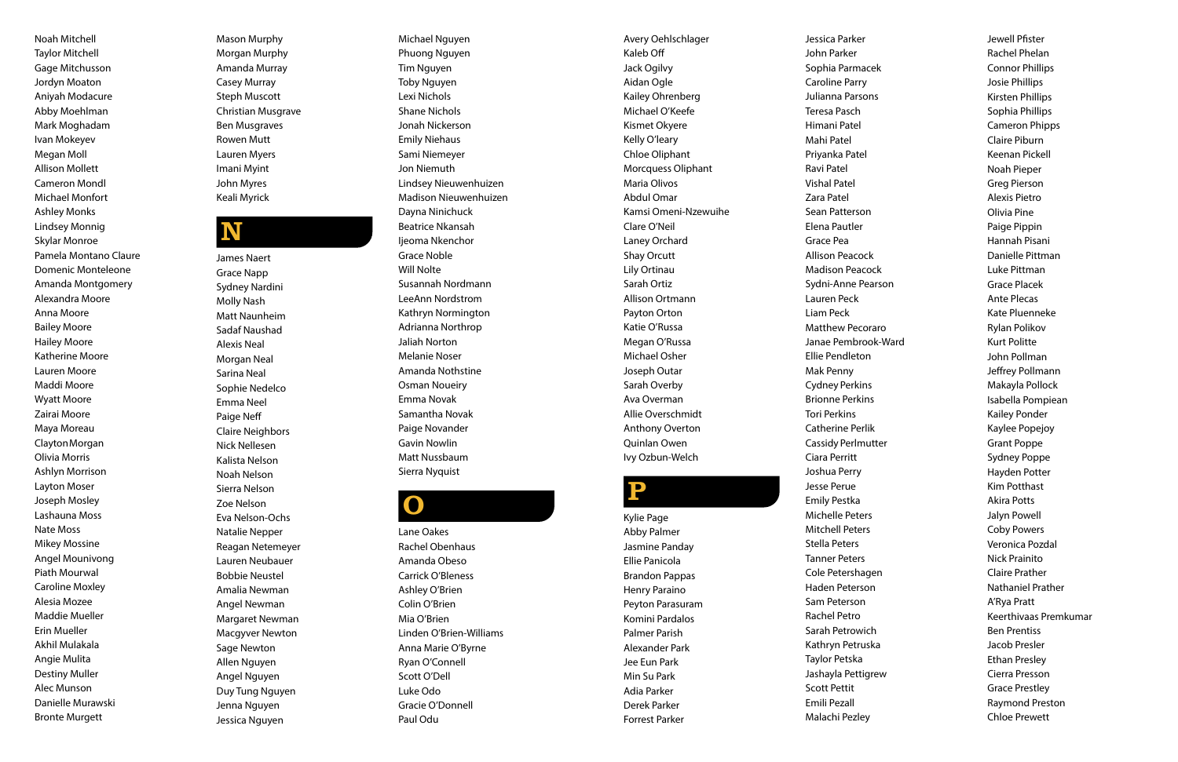Noah Mitchell
Taylor Mitchell
Gage Mitchusson
Jordyn Moaton
Aniyah Modacure
Abby Moehlman
Mark Moghadam
Ivan Mokeyev
Megan Moll
Allison Mollett
Cameron Mondl
Michael Monfort
Ashley Monks
Lindsey Monnig
Skylar Monroe
Pamela Montano Claure
Domenic Monteleone
Amanda Montgomery
Alexandra Moore
Anna Moore
Bailey Moore
Hailey Moore
Katherine Moore
Lauren Moore
Maddi Moore
Wyatt Moore
Zairai Moore
Maya Moreau
ClaytonMorgan
Olivia Morris
Ashlyn Morrison
Layton Moser
Joseph Mosley
Lashauna Moss
Nate Moss
Mikey Mossine
Angel Mounivong
Piath Mourwal
Caroline Moxley
Alesia Mozee
Maddie Mueller
Erin Mueller
Akhil Mulakala
Angie Mulita
Destiny Muller
Alec Munson
Danielle Murawski
Bronte Murgett
Mason Murphy
Morgan Murphy
Amanda Murray
Casey Murray
Steph Muscott
Christian Musgrave
Ben Musgraves
Rowen Mutt
Lauren Myers
Imani Myint
John Myres
Keali Myrick

## N

James Naert
Grace Napp
Sydney Nardini
Molly Nash
Matt Naunheim
Sadaf Naushad
Alexis Neal
Morgan Neal
Sarina Neal
Sophie Nedelco
Emma Neel
Paige Neff
Claire Neighbors
Nick Nellesen
Kalista Nelson
Noah Nelson
Sierra Nelson
Zoe Nelson
Eva Nelson-Ochs
Natalie Nepper
Reagan Netemeyer
Lauren Neubauer
Bobbie Neustel
Amalia Newman
Angel Newman
Margaret Newman
Macgyver Newton
Sage Newton
Allen Nguyen
Angel Nguyen
Duy Tung Nguyen
Jenna Nguyen
Jessica Nguyen
Michael Nguyen
Phuong Nguyen
Tim Nguyen
Toby Nguyen
Lexi Nichols
Shane Nichols
Jonah Nickerson
Emily Niehaus
Sami Niemeyer
Jon Niemuth
Lindsey Nieuwenhuizen
Madison Nieuwenhuizen
Dayna Ninichuck
Beatrice Nkansah
Ijeoma Nkenchor
Grace Noble
Will Nolte
Susannah Nordmann
LeeAnn Nordstrom
Kathryn Normington
Adrianna Northrop
Jaliah Norton
Melanie Noser
Amanda Nothstine
Osman Noueiry
Emma Novak
Samantha Novak
Paige Novander
Gavin Nowlin
Matt Nussbaum
Sierra Nyquist

## O

Lane Oakes
Rachel Obenhaus
Amanda Obeso
Carrick O'Bleness
Ashley O'Brien
Colin O'Brien
Mia O'Brien
Linden O'Brien-Williams
Anna Marie O'Byrne
Ryan O'Connell
Scott O'Dell
Luke Odo
Gracie O'Donnell
Paul Odu
Avery Oehlschlager
Kaleb Off
Jack Ogilvy
Aidan Ogle
Kailey Ohrenberg
Michael O'Keefe
Kismet Okyere
Kelly O'leary
Chloe Oliphant
Morcquess Oliphant
Maria Olivos
Abdul Omar
Kamsi Omeni-Nzewuihe
Clare O'Neil
Laney Orchard
Shay Orcutt
Lily Ortinau
Sarah Ortiz
Allison Ortmann
Payton Orton
Katie O'Russa
Megan O'Russa
Michael Osher
Joseph Outar
Sarah Overby
Ava Overman
Allie Overschmidt
Anthony Overton
Quinlan Owen
Ivy Ozbun-Welch

## P

Kylie Page
Abby Palmer
Jasmine Panday
Ellie Panicola
Brandon Pappas
Henry Paraino
Peyton Parasuram
Komini Pardalos
Palmer Parish
Alexander Park
Jee Eun Park
Min Su Park
Adia Parker
Derek Parker
Forrest Parker
Jessica Parker
John Parker
Sophia Parmacek
Caroline Parry
Julianna Parsons
Teresa Pasch
Himani Patel
Mahi Patel
Priyanka Patel
Ravi Patel
Vishal Patel
Zara Patel
Sean Patterson
Elena Pautler
Grace Pea
Allison Peacock
Madison Peacock
Sydni-Anne Pearson
Lauren Peck
Liam Peck
Matthew Pecoraro
Janae Pembrook-Ward
Ellie Pendleton
Mak Penny
Cydney Perkins
Brionne Perkins
Tori Perkins
Catherine Perlik
Cassidy Perlmutter
Ciara Perritt
Joshua Perry
Jesse Perue
Emily Pestka
Michelle Peters
Mitchell Peters
Stella Peters
Tanner Peters
Cole Petershagen
Haden Peterson
Sam Peterson
Rachel Petro
Sarah Petrowich
Kathryn Petruska
Taylor Petska
Jashayla Pettigrew
Scott Pettit
Emili Pezall
Malachi Pezley
Jewell Pfister
Rachel Phelan
Connor Phillips
Josie Phillips
Kirsten Phillips
Sophia Phillips
Cameron Phipps
Claire Piburn
Keenan Pickell
Noah Pieper
Greg Pierson
Alexis Pietro
Olivia Pine
Paige Pippin
Hannah Pisani
Danielle Pittman
Luke Pittman
Grace Placek
Ante Plecas
Kate Pluenneke
Rylan Polikov
Kurt Politte
John Pollman
Jeffrey Pollmann
Makayla Pollock
Isabella Pompiean
Kailey Ponder
Kaylee Popejoy
Grant Poppe
Sydney Poppe
Hayden Potter
Kim Potthast
Akira Potts
Jalyn Powell
Coby Powers
Veronica Pozdal
Nick Prainito
Claire Prather
Nathaniel Prather
A'Rya Pratt
Keerthivaas Premkumar
Ben Prentiss
Jacob Presler
Ethan Presley
Cierra Presson
Grace Prestley
Raymond Preston
Chloe Prewett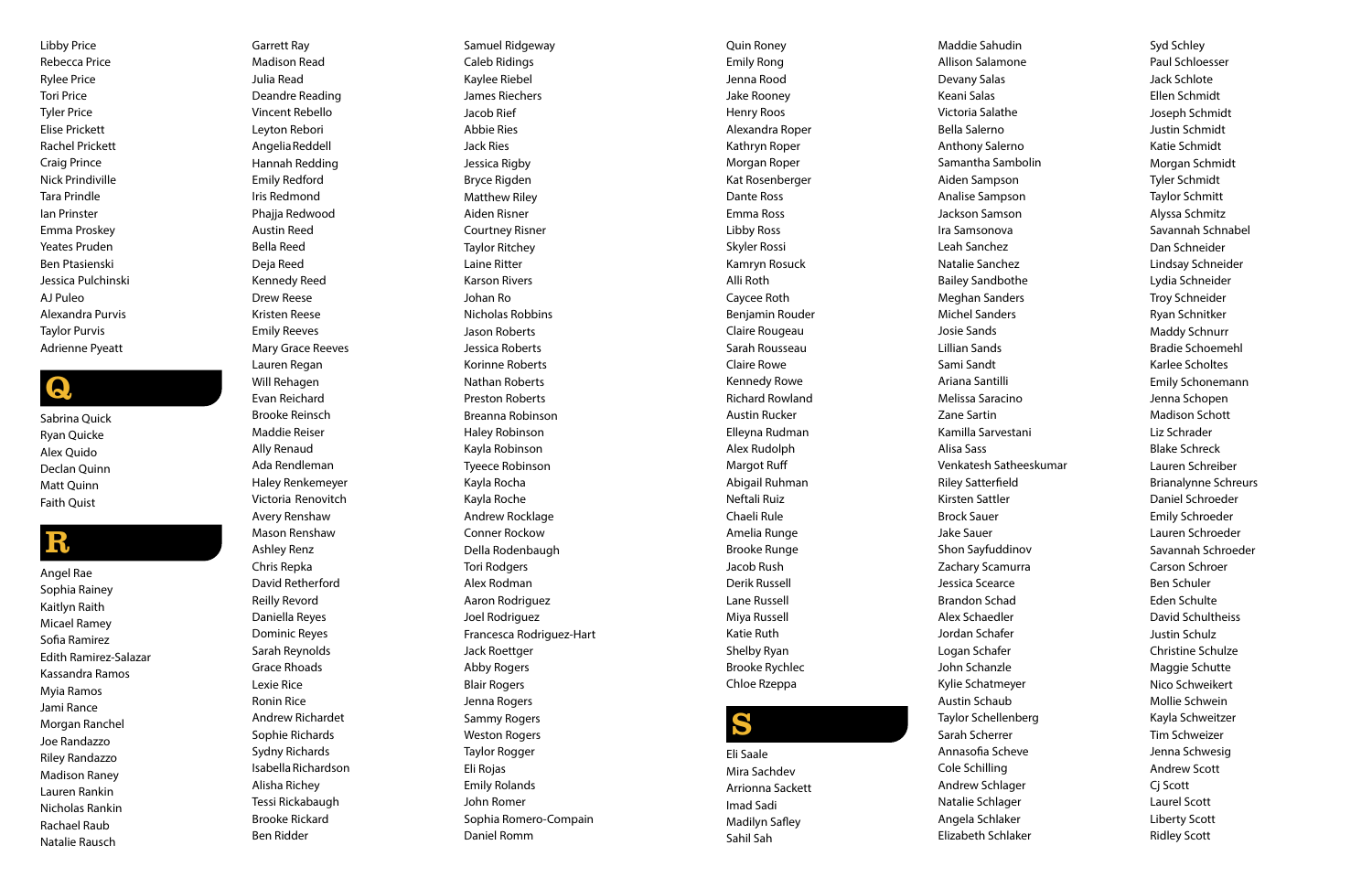Libby Price
Rebecca Price
Rylee Price
Tori Price
Tyler Price
Elise Prickett
Rachel Prickett
Craig Prince
Nick Prindiville
Tara Prindle
Ian Prinster
Emma Proskey
Yeates Pruden
Ben Ptasienski
Jessica Pulchinski
AJ Puleo
Alexandra Purvis
Taylor Purvis
Adrienne Pyeatt

## Q

Sabrina Quick
Ryan Quicke
Alex Quido
Declan Quinn
Matt Quinn
Faith Quist

## R

Angel Rae
Sophia Rainey
Kaitlyn Raith
Micael Ramey
Sofia Ramirez
Edith Ramirez-Salazar
Kassandra Ramos
Myia Ramos
Jami Rance
Morgan Ranchel
Joe Randazzo
Riley Randazzo
Madison Raney
Lauren Rankin
Nicholas Rankin
Rachael Raub
Natalie Rausch
Garrett Ray
Madison Read
Julia Read
Deandre Reading
Vincent Rebello
Leyton Rebori
Angelia Reddell
Hannah Redding
Emily Redford
Iris Redmond
Phajja Redwood
Austin Reed
Bella Reed
Deja Reed
Kennedy Reed
Drew Reese
Kristen Reese
Emily Reeves
Mary Grace Reeves
Lauren Regan
Will Rehagen
Evan Reichard
Brooke Reinsch
Maddie Reiser
Ally Renaud
Ada Rendleman
Haley Renkemeyer
Victoria Renovitch
Avery Renshaw
Mason Renshaw
Ashley Renz
Chris Repka
David Retherford
Reilly Revord
Daniella Reyes
Dominic Reyes
Sarah Reynolds
Grace Rhoads
Lexie Rice
Ronin Rice
Andrew Richardet
Sophie Richards
Sydny Richards
Isabella Richardson
Alisha Richey
Tessi Rickabaugh
Brooke Rickard
Ben Ridder
Samuel Ridgeway
Caleb Ridings
Kaylee Riebel
James Riechers
Jacob Rief
Abbie Ries
Jack Ries
Jessica Rigby
Bryce Rigden
Matthew Riley
Aiden Risner
Courtney Risner
Taylor Ritchey
Laine Ritter
Karson Rivers
Johan Ro
Nicholas Robbins
Jason Roberts
Jessica Roberts
Korinne Roberts
Nathan Roberts
Preston Roberts
Breanna Robinson
Haley Robinson
Kayla Robinson
Tyeece Robinson
Kayla Rocha
Kayla Roche
Andrew Rocklage
Conner Rockow
Della Rodenbaugh
Tori Rodgers
Alex Rodman
Aaron Rodriguez
Joel Rodriguez
Francesca Rodriguez-Hart
Jack Roettger
Abby Rogers
Blair Rogers
Jenna Rogers
Sammy Rogers
Weston Rogers
Taylor Rogger
Eli Rojas
Emily Rolands
John Romer
Sophia Romero-Compain
Daniel Romm
Quin Roney
Emily Rong
Jenna Rood
Jake Rooney
Henry Roos
Alexandra Roper
Kathryn Roper
Morgan Roper
Kat Rosenberger
Dante Ross
Emma Ross
Libby Ross
Skyler Rossi
Kamryn Rosuck
Alli Roth
Caycee Roth
Benjamin Rouder
Claire Rougeau
Sarah Rousseau
Claire Rowe
Kennedy Rowe
Richard Rowland
Austin Rucker
Elleyna Rudman
Alex Rudolph
Margot Ruff
Abigail Ruhman
Neftali Ruiz
Chaeli Rule
Amelia Runge
Brooke Runge
Jacob Rush
Derik Russell
Lane Russell
Miya Russell
Katie Ruth
Shelby Ryan
Brooke Rychlec
Chloe Rzeppa

## S

Eli Saale
Mira Sachdev
Arrionna Sackett
Imad Sadi
Madilyn Safley
Sahil Sah
Maddie Sahudin
Allison Salamone
Devany Salas
Keani Salas
Victoria Salathe
Bella Salerno
Anthony Salerno
Samantha Sambolin
Aiden Sampson
Analise Sampson
Jackson Samson
Ira Samsonova
Leah Sanchez
Natalie Sanchez
Bailey Sandbothe
Meghan Sanders
Michel Sanders
Josie Sands
Lillian Sands
Sami Sandt
Ariana Santilli
Melissa Saracino
Zane Sartin
Kamilla Sarvestani
Alisa Sass
Venkatesh Satheeskumar
Riley Satterfield
Kirsten Sattler
Brock Sauer
Jake Sauer
Shon Sayfuddinov
Zachary Scamurra
Jessica Scearce
Brandon Schad
Alex Schaedler
Jordan Schafer
Logan Schafer
John Schanzle
Kylie Schatmeyer
Austin Schaub
Taylor Schellenberg
Sarah Scherrer
Annasofia Scheve
Cole Schilling
Andrew Schlager
Natalie Schlager
Angela Schlaker
Elizabeth Schlaker
Syd Schley
Paul Schloesser
Jack Schlote
Ellen Schmidt
Joseph Schmidt
Justin Schmidt
Katie Schmidt
Morgan Schmidt
Tyler Schmidt
Taylor Schmitt
Alyssa Schmitz
Savannah Schnabel
Dan Schneider
Lindsay Schneider
Lydia Schneider
Troy Schneider
Ryan Schnitker
Maddy Schnurr
Bradie Schoemehl
Karlee Scholtes
Emily Schonemann
Jenna Schopen
Madison Schott
Liz Schrader
Blake Schreck
Lauren Schreiber
Brianalynne Schreurs
Daniel Schroeder
Emily Schroeder
Lauren Schroeder
Savannah Schroeder
Carson Schroer
Ben Schuler
Eden Schulte
David Schultheiss
Justin Schulz
Christine Schulze
Maggie Schutte
Nico Schweikert
Mollie Schwein
Kayla Schweitzer
Tim Schweizer
Jenna Schwesig
Andrew Scott
Cj Scott
Laurel Scott
Liberty Scott
Ridley Scott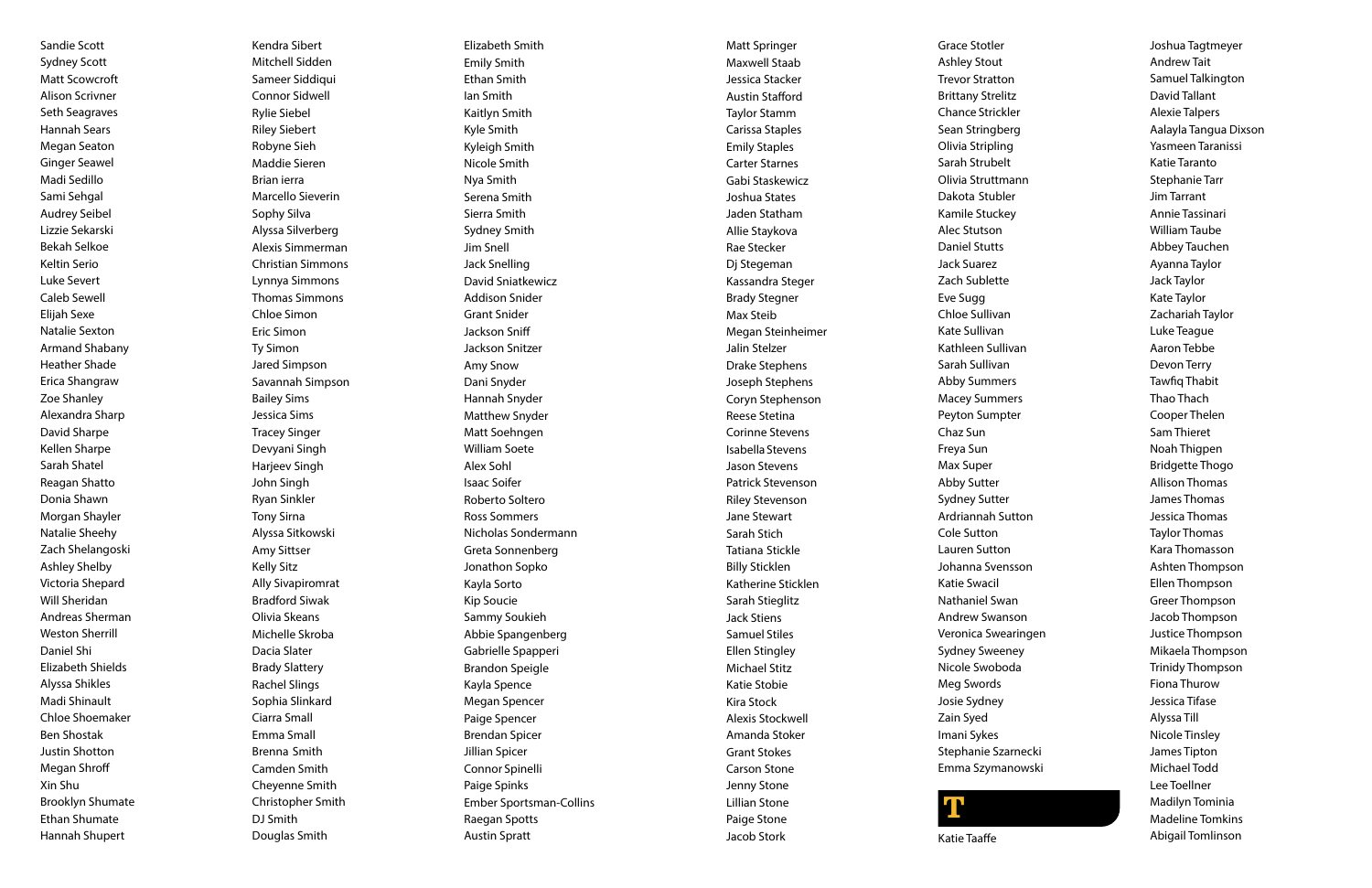Sandie Scott
Sydney Scott
Matt Scowcroft
Alison Scrivner
Seth Seagraves
Hannah Sears
Megan Seaton
Ginger Seawel
Madi Sedillo
Sami Sehgal
Audrey Seibel
Lizzie Sekarski
Bekah Selkoe
Keltin Serio
Luke Severt
Caleb Sewell
Elijah Sexe
Natalie Sexton
Armand Shabany
Heather Shade
Erica Shangraw
Zoe Shanley
Alexandra Sharp
David Sharpe
Kellen Sharpe
Sarah Shatel
Reagan Shatto
Donia Shawn
Morgan Shayler
Natalie Sheehy
Zach Shelangoski
Ashley Shelby
Victoria Shepard
Will Sheridan
Andreas Sherman
Weston Sherrill
Daniel Shi
Elizabeth Shields
Alyssa Shikles
Madi Shinault
Chloe Shoemaker
Ben Shostak
Justin Shotton
Megan Shroff
Xin Shu
Brooklyn Shumate
Ethan Shumate
Hannah Shupert

Kendra Sibert
Mitchell Sidden
Sameer Siddiqui
Connor Sidwell
Rylie Siebel
Riley Siebert
Robyne Sieh
Maddie Sieren
Brian ierra
Marcello Sieverin
Sophy Silva
Alyssa Silverberg
Alexis Simmerman
Christian Simmons
Lynnya Simmons
Thomas Simmons
Chloe Simon
Eric Simon
Ty Simon
Jared Simpson
Savannah Simpson
Bailey Sims
Jessica Sims
Tracey Singer
Devyani Singh
Harjeev Singh
John Singh
Ryan Sinkler
Tony Sirna
Alyssa Sitkowski
Amy Sittser
Kelly Sitz
Ally Sivapiromrat
Bradford Siwak
Olivia Skeans
Michelle Skroba
Dacia Slater
Brady Slattery
Rachel Slings
Sophia Slinkard
Ciarra Small
Emma Small
Brenna Smith
Camden Smith
Cheyenne Smith
Christopher Smith
DJ Smith
Douglas Smith

Elizabeth Smith
Emily Smith
Ethan Smith
Ian Smith
Kaitlyn Smith
Kyle Smith
Kyleigh Smith
Nicole Smith
Nya Smith
Serena Smith
Sierra Smith
Sydney Smith
Jim Snell
Jack Snelling
David Sniatkewicz
Addison Snider
Grant Snider
Jackson Sniff
Jackson Snitzer
Amy Snow
Dani Snyder
Hannah Snyder
Matthew Snyder
Matt Soehngen
William Soete
Alex Sohl
Isaac Soifer
Roberto Soltero
Ross Sommers
Nicholas Sondermann
Greta Sonnenberg
Jonathon Sopko
Kayla Sorto
Kip Soucie
Sammy Soukieh
Abbie Spangenberg
Gabrielle Spapperi
Brandon Speigle
Kayla Spence
Megan Spencer
Paige Spencer
Brendan Spicer
Jillian Spicer
Connor Spinelli
Paige Spinks
Ember Sportsman-Collins
Raegan Spotts
Austin Spratt

Matt Springer
Maxwell Staab
Jessica Stacker
Austin Stafford
Taylor Stamm
Carissa Staples
Emily Staples
Carter Starnes
Gabi Staskewicz
Joshua States
Jaden Statham
Allie Staykova
Rae Stecker
Dj Stegeman
Kassandra Steger
Brady Stegner
Max Steib
Megan Steinheimer
Jalin Stelzer
Drake Stephens
Joseph Stephens
Coryn Stephenson
Reese Stetina
Corinne Stevens
Isabella Stevens
Jason Stevens
Patrick Stevenson
Riley Stevenson
Jane Stewart
Sarah Stich
Tatiana Stickle
Billy Sticklen
Katherine Sticklen
Sarah Stieglitz
Jack Stiens
Samuel Stiles
Ellen Stingley
Michael Stitz
Katie Stobie
Kira Stock
Alexis Stockwell
Amanda Stoker
Grant Stokes
Carson Stone
Jenny Stone
Lillian Stone
Paige Stone
Jacob Stork

Grace Stotler
Ashley Stout
Trevor Stratton
Brittany Strelitz
Chance Strickler
Sean Stringberg
Olivia Stripling
Sarah Strubelt
Olivia Struttmann
Dakota Stubler
Kamile Stuckey
Alec Stutson
Daniel Stutts
Jack Suarez
Zach Sublette
Eve Sugg
Chloe Sullivan
Kate Sullivan
Kathleen Sullivan
Sarah Sullivan
Abby Summers
Macey Summers
Peyton Sumpter
Chaz Sun
Freya Sun
Max Super
Abby Sutter
Sydney Sutter
Ardriannah Sutton
Cole Sutton
Lauren Sutton
Johanna Svensson
Katie Swacil
Nathaniel Swan
Andrew Swanson
Veronica Swearingen
Sydney Sweeney
Nicole Swoboda
Meg Swords
Josie Sydney
Zain Syed
Imani Sykes
Stephanie Szarnecki
Emma Szymanowski

## T

Katie Taaffe
Joshua Tagtmeyer
Andrew Tait
Samuel Talkington
David Tallant
Alexie Talpers
Aalayla Tangua Dixson
Yasmeen Taranissi
Katie Taranto
Stephanie Tarr
Jim Tarrant
Annie Tassinari
William Taube
Abbey Tauchen
Ayanna Taylor
Jack Taylor
Kate Taylor
Zachariah Taylor
Luke Teague
Aaron Tebbe
Devon Terry
Tawfiq Thabit
Thao Thach
Cooper Thelen
Sam Thieret
Noah Thigpen
Bridgette Thogo
Allison Thomas
James Thomas
Jessica Thomas
Taylor Thomas
Kara Thomasson
Ashten Thompson
Ellen Thompson
Greer Thompson
Jacob Thompson
Justice Thompson
Mikaela Thompson
Trinidy Thompson
Fiona Thurow
Jessica Tifase
Alyssa Till
Nicole Tinsley
James Tipton
Michael Todd
Lee Toellner
Madilyn Tominia
Madeline Tomkins
Abigail Tomlinson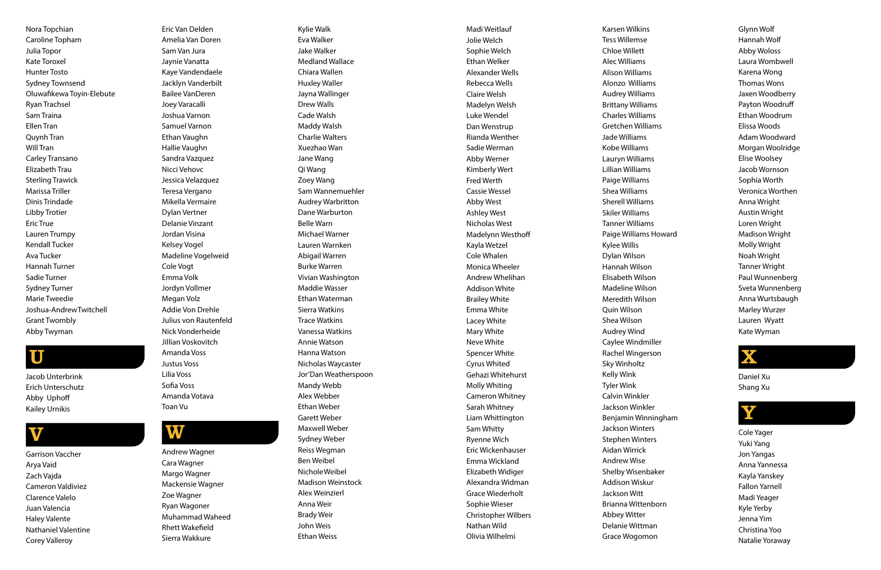Nora Topchian
Caroline Topham
Julia Topor
Kate Toroxel
Hunter Tosto
Sydney Townsend
Oluwafikewa Toyin-Elebute
Ryan Trachsel
Sam Traina
Ellen Tran
Quynh Tran
Will Tran
Carley Transano
Elizabeth Trau
Sterling Trawick
Marissa Triller
Dinis Trindade
Libby Trotier
Eric True
Lauren Trumpy
Kendall Tucker
Ava Tucker
Hannah Turner
Sadie Turner
Sydney Turner
Marie Tweedie
Joshua-Andrew Twitchell
Grant Twombly
Abby Twyman

# U

Jacob Unterbrink
Erich Unterschutz
Abby Uphoff
Kailey Urnikis

# V

Garrison Vaccher
Arya Vaid
Zach Vajda
Cameron Valdiviez
Clarence Valelo
Juan Valencia
Haley Valente
Nathaniel Valentine
Corey Valleroy
Eric Van Delden
Amelia Van Doren
Sam Van Jura
Jaynie Vanatta
Kaye Vandendaele
Jacklyn Vanderbilt
Bailee VanDeren
Joey Varacalli
Joshua Varnon
Samuel Varnon
Ethan Vaughn
Hallie Vaughn
Sandra Vazquez
Nicci Vehovc
Jessica Velazquez
Teresa Vergano
Mikella Vermaire
Dylan Vertner
Delanie Vinzant
Jordan Visina
Kelsey Vogel
Madeline Vogelweid
Cole Vogt
Emma Volk
Jordyn Vollmer
Megan Volz
Addie Von Drehle
Julius von Rautenfeld
Nick Vonderheide
Jillian Voskovitch
Amanda Voss
Justus Voss
Lilia Voss
Sofia Voss
Amanda Votava
Toan Vu

# W

Andrew Wagner
Cara Wagner
Margo Wagner
Mackensie Wagner
Zoe Wagner
Ryan Wagoner
Muhammad Waheed
Rhett Wakefield
Sierra Wakkure
Kylie Walk
Eva Walker
Jake Walker
Medland Wallace
Chiara Wallen
Huxley Waller
Jayna Wallinger
Drew Walls
Cade Walsh
Maddy Walsh
Charlie Walters
Xuezhao Wan
Jane Wang
Qi Wang
Zoey Wang
Sam Wannemuehler
Audrey Warbritton
Dane Warburton
Belle Warn
Michael Warner
Lauren Warnken
Abigail Warren
Burke Warren
Vivian Washington
Maddie Wasser
Ethan Waterman
Sierra Watkins
Trace Watkins
Vanessa Watkins
Annie Watson
Hanna Watson
Nicholas Waycaster
Jor'Dan Weatherspoon
Mandy Webb
Alex Webber
Ethan Weber
Garett Weber
Maxwell Weber
Sydney Weber
Reiss Wegman
Ben Weibel
Nichole Weibel
Madison Weinstock
Alex Weinzierl
Anna Weir
Brady Weir
John Weis
Ethan Weiss
Madi Weitlauf
Jolie Welch
Sophie Welch
Ethan Welker
Alexander Wells
Rebecca Wells
Claire Welsh
Madelyn Welsh
Luke Wendel
Dan Wenstrup
Rianda Wenther
Sadie Werman
Abby Werner
Kimberly Wert
Fred Werth
Cassie Wessel
Abby West
Ashley West
Nicholas West
Madelynn Westhoff
Kayla Wetzel
Cole Whalen
Monica Wheeler
Andrew Whelihan
Addison White
Brailey White
Emma White
Lacey White
Mary White
Neve White
Spencer White
Cyrus Whited
Gehazi Whitehurst
Molly Whiting
Cameron Whitney
Sarah Whitney
Liam Whittington
Sam Whitty
Ryenne Wich
Eric Wickenhauser
Emma Wickland
Elizabeth Widiger
Alexandra Widman
Grace Wiederholt
Sophie Wieser
Christopher Wilbers
Nathan Wild
Olivia Wilhelmi
Karsen Wilkins
Tess Willemse
Chloe Willett
Alec Williams
Alison Williams
Alonzo Williams
Audrey Williams
Brittany Williams
Charles Williams
Gretchen Williams
Jade Williams
Kobe Williams
Lauryn Williams
Lillian Williams
Paige Williams
Shea Williams
Sherell Williams
Skiler Williams
Tanner Williams
Paige Williams Howard
Kylee Willis
Dylan Wilson
Hannah Wilson
Elisabeth Wilson
Madeline Wilson
Meredith Wilson
Quin Wilson
Shea Wilson
Audrey Wind
Caylee Windmiller
Rachel Wingerson
Sky Winholtz
Kelly Wink
Tyler Wink
Calvin Winkler
Jackson Winkler
Benjamin Winningham
Jackson Winters
Stephen Winters
Aidan Wirrick
Andrew Wise
Shelby Wisenbaker
Addison Wiskur
Jackson Witt
Brianna Wittenborn
Abbey Witter
Delanie Wittman
Grace Wogomon
Glynn Wolf
Hannah Wolf
Abby Woloss
Laura Wombwell
Karena Wong
Thomas Wons
Jaxen Woodberry
Payton Woodruff
Ethan Woodrum
Elissa Woods
Adam Woodward
Morgan Woolridge
Elise Woolsey
Jacob Wornson
Sophia Worth
Veronica Worthen
Anna Wright
Austin Wright
Loren Wright
Madison Wright
Molly Wright
Noah Wright
Tanner Wright
Paul Wunnenberg
Sveta Wunnenberg
Anna Wurtsbaugh
Marley Wurzer
Lauren Wyatt
Kate Wyman

# X

Daniel Xu
Shang Xu

# Y

Cole Yager
Yuki Yang
Jon Yangas
Anna Yannessa
Kayla Yanskey
Fallon Yarnell
Madi Yeager
Kyle Yerby
Jenna Yim
Christina Yoo
Natalie Yoraway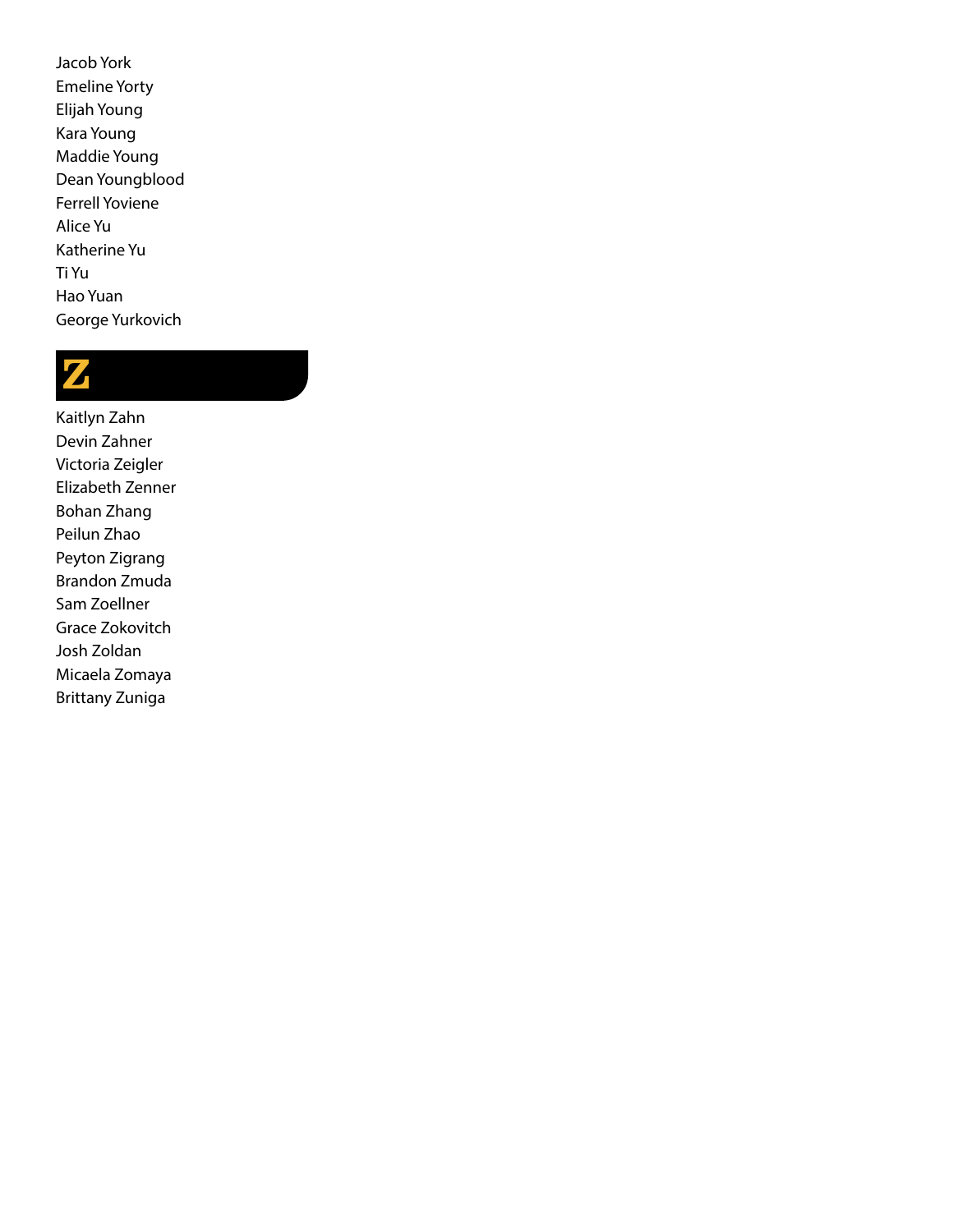Jacob York
Emeline Yorty
Elijah Young
Kara Young
Maddie Young
Dean Youngblood
Ferrell Yoviene
Alice Yu
Katherine Yu
Ti Yu
Hao Yuan
George Yurkovich

## Z

Kaitlyn Zahn
Devin Zahner
Victoria Zeigler
Elizabeth Zenner
Bohan Zhang
Peilun Zhao
Peyton Zigrang
Brandon Zmuda
Sam Zoellner
Grace Zokovitch
Josh Zoldan
Micaela Zomaya
Brittany Zuniga